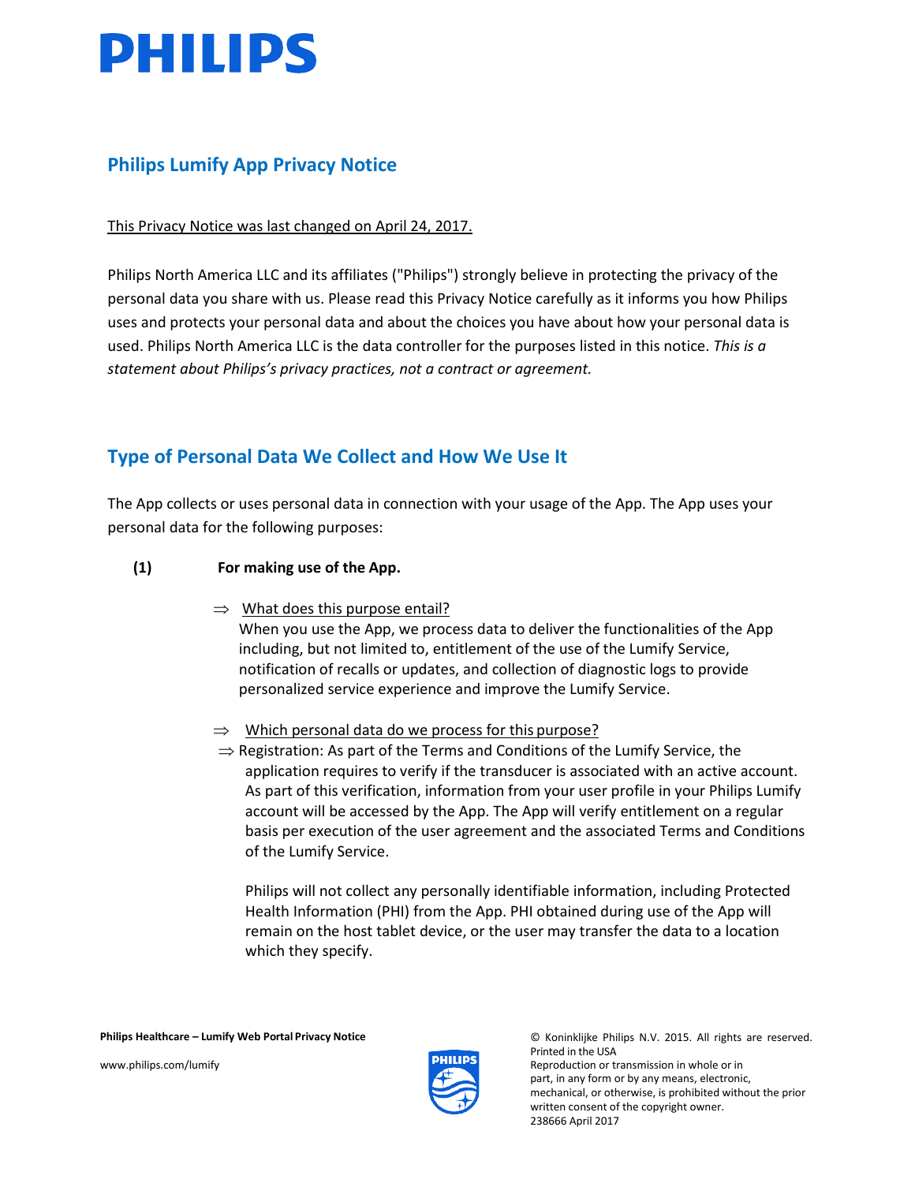# Philips Lumify App Privacy Notice

This Privacy Notice was last changed on April 24, 2017.

Philips North America LLC and its affiliates ("Philips") strongly believe in protecting the privacy of the personal data you share with us. Please read this Privacy Notice carefully as it informs you how Philips uses and protects your personal data and about the choices you have about how your personal data is used. Philips North America LLC is the data controller for the purposes listed in this notice. *This is a statement about Philips's privacy practices, not a contract or agreement.*

## Type of Personal Data We Collect and How We Use It

The App collects or uses personal data in connection with your usage of the App. The App uses your personal data for the following purposes:

**(1) For making use of the App.**

⇒ What does this purpose entail?
When you use the App, we process data to deliver the functionalities of the App including, but not limited to, entitlement of the use of the Lumify Service, notification of recalls or updates, and collection of diagnostic logs to provide personalized service experience and improve the Lumify Service.

⇒ Which personal data do we process for this purpose?

⇒ Registration: As part of the Terms and Conditions of the Lumify Service, the application requires to verify if the transducer is associated with an active account. As part of this verification, information from your user profile in your Philips Lumify account will be accessed by the App. The App will verify entitlement on a regular basis per execution of the user agreement and the associated Terms and Conditions of the Lumify Service.

Philips will not collect any personally identifiable information, including Protected Health Information (PHI) from the App. PHI obtained during use of the App will remain on the host tablet device, or the user may transfer the data to a location which they specify.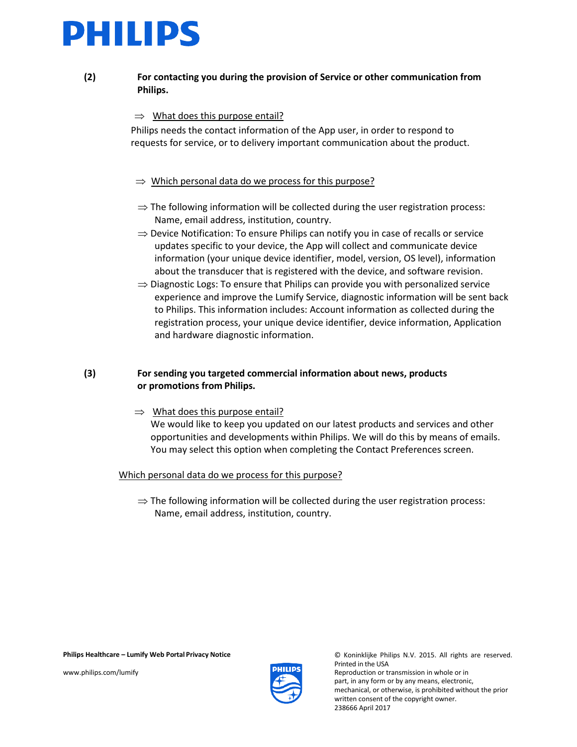**(2) For contacting you during the provision of Service or other communication from Philips.**

⇒ What does this purpose entail?

Philips needs the contact information of the App user, in order to respond to requests for service, or to delivery important communication about the product.

⇒ Which personal data do we process for this purpose?

- ⇒ The following information will be collected during the user registration process: Name, email address, institution, country.
- ⇒ Device Notification: To ensure Philips can notify you in case of recalls or service updates specific to your device, the App will collect and communicate device information (your unique device identifier, model, version, OS level), information about the transducer that is registered with the device, and software revision.
- ⇒ Diagnostic Logs: To ensure that Philips can provide you with personalized service experience and improve the Lumify Service, diagnostic information will be sent back to Philips. This information includes: Account information as collected during the registration process, your unique device identifier, device information, Application and hardware diagnostic information.

**(3) For sending you targeted commercial information about news, products or promotions from Philips.**

⇒ What does this purpose entail?

We would like to keep you updated on our latest products and services and other opportunities and developments within Philips. We will do this by means of emails. You may select this option when completing the Contact Preferences screen.

Which personal data do we process for this purpose?

- ⇒ The following information will be collected during the user registration process: Name, email address, institution, country.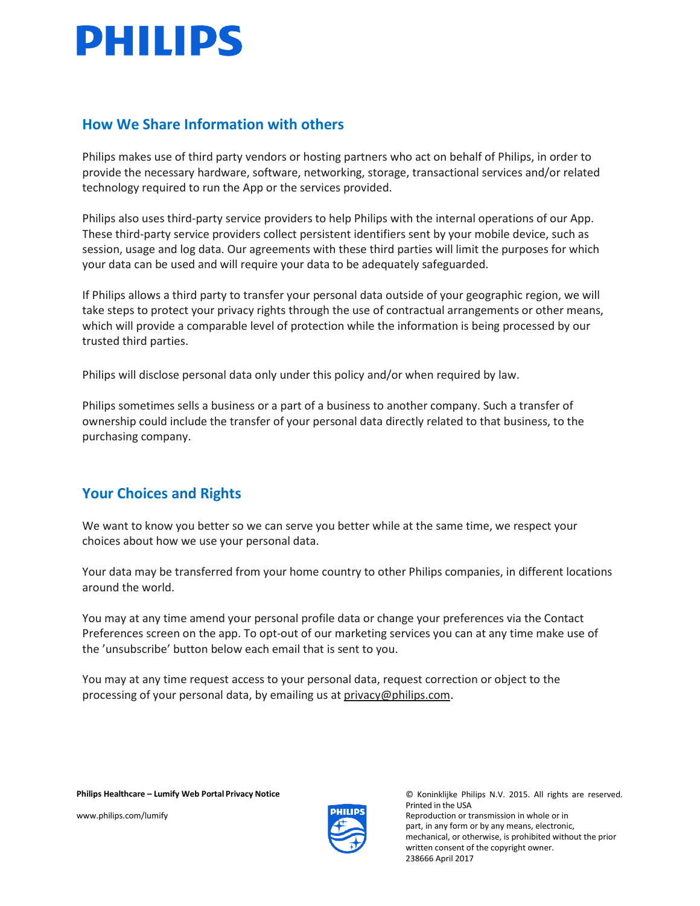## How We Share Information with others

Philips makes use of third party vendors or hosting partners who act on behalf of Philips, in order to provide the necessary hardware, software, networking, storage, transactional services and/or related technology required to run the App or the services provided.

Philips also uses third-party service providers to help Philips with the internal operations of our App. These third-party service providers collect persistent identifiers sent by your mobile device, such as session, usage and log data. Our agreements with these third parties will limit the purposes for which your data can be used and will require your data to be adequately safeguarded.

If Philips allows a third party to transfer your personal data outside of your geographic region, we will take steps to protect your privacy rights through the use of contractual arrangements or other means, which will provide a comparable level of protection while the information is being processed by our trusted third parties.

Philips will disclose personal data only under this policy and/or when required by law.

Philips sometimes sells a business or a part of a business to another company. Such a transfer of ownership could include the transfer of your personal data directly related to that business, to the purchasing company.

## Your Choices and Rights

We want to know you better so we can serve you better while at the same time, we respect your choices about how we use your personal data.

Your data may be transferred from your home country to other Philips companies, in different locations around the world.

You may at any time amend your personal profile data or change your preferences via the Contact Preferences screen on the app. To opt-out of our marketing services you can at any time make use of the 'unsubscribe' button below each email that is sent to you.

You may at any time request access to your personal data, request correction or object to the processing of your personal data, by emailing us at privacy@philips.com.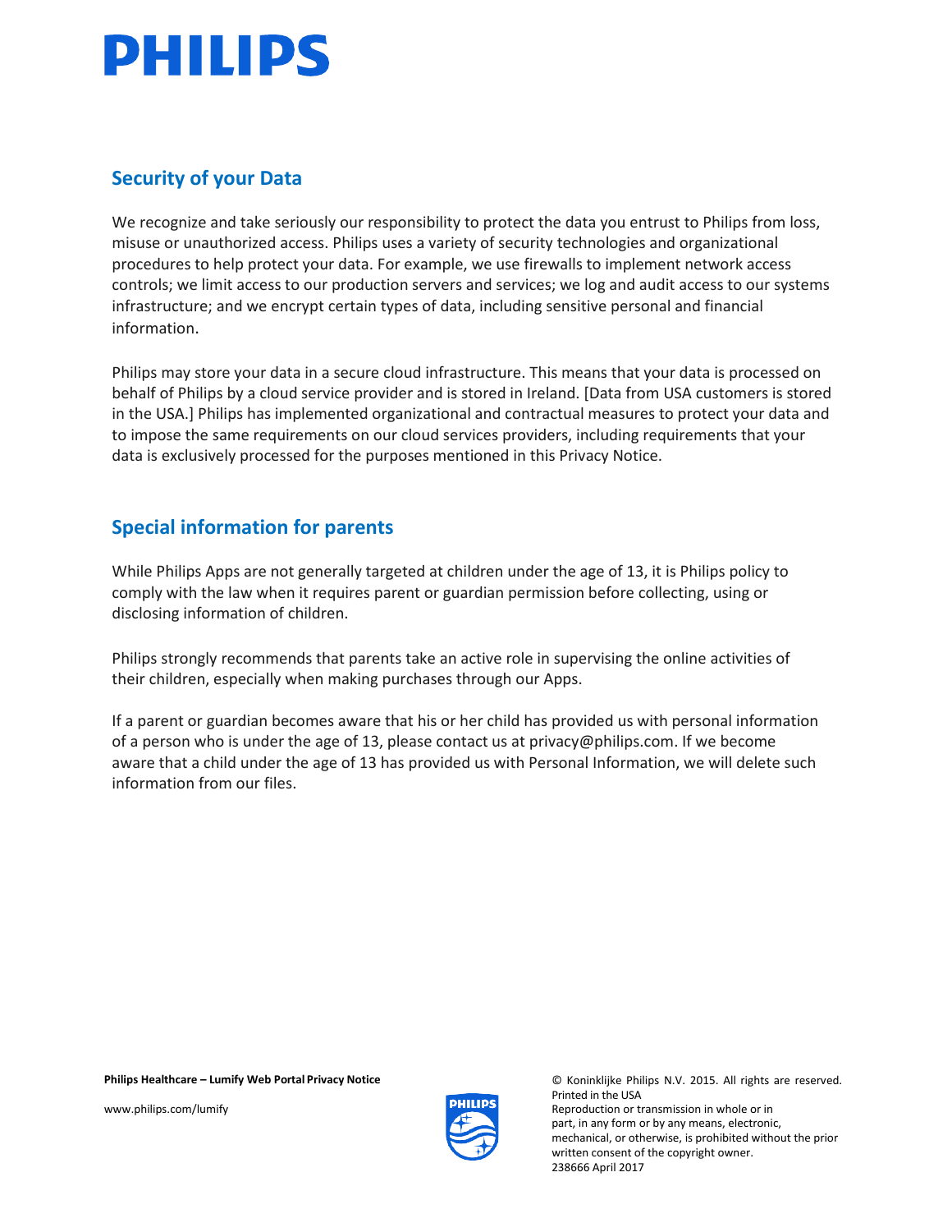## Security of your Data

We recognize and take seriously our responsibility to protect the data you entrust to Philips from loss, misuse or unauthorized access. Philips uses a variety of security technologies and organizational procedures to help protect your data. For example, we use firewalls to implement network access controls; we limit access to our production servers and services; we log and audit access to our systems infrastructure; and we encrypt certain types of data, including sensitive personal and financial information.

Philips may store your data in a secure cloud infrastructure. This means that your data is processed on behalf of Philips by a cloud service provider and is stored in Ireland. [Data from USA customers is stored in the USA.] Philips has implemented organizational and contractual measures to protect your data and to impose the same requirements on our cloud services providers, including requirements that your data is exclusively processed for the purposes mentioned in this Privacy Notice.

## Special information for parents

While Philips Apps are not generally targeted at children under the age of 13, it is Philips policy to comply with the law when it requires parent or guardian permission before collecting, using or disclosing information of children.

Philips strongly recommends that parents take an active role in supervising the online activities of their children, especially when making purchases through our Apps.

If a parent or guardian becomes aware that his or her child has provided us with personal information of a person who is under the age of 13, please contact us at privacy@philips.com. If we become aware that a child under the age of 13 has provided us with Personal Information, we will delete such information from our files.

**Philips Healthcare – Lumify Web Portal Privacy Notice**

www.philips.com/lumify

© Koninklijke Philips N.V. 2015. All rights are reserved.
Printed in the USA
Reproduction or transmission in whole or in part, in any form or by any means, electronic, mechanical, or otherwise, is prohibited without the prior written consent of the copyright owner.
238666 April 2017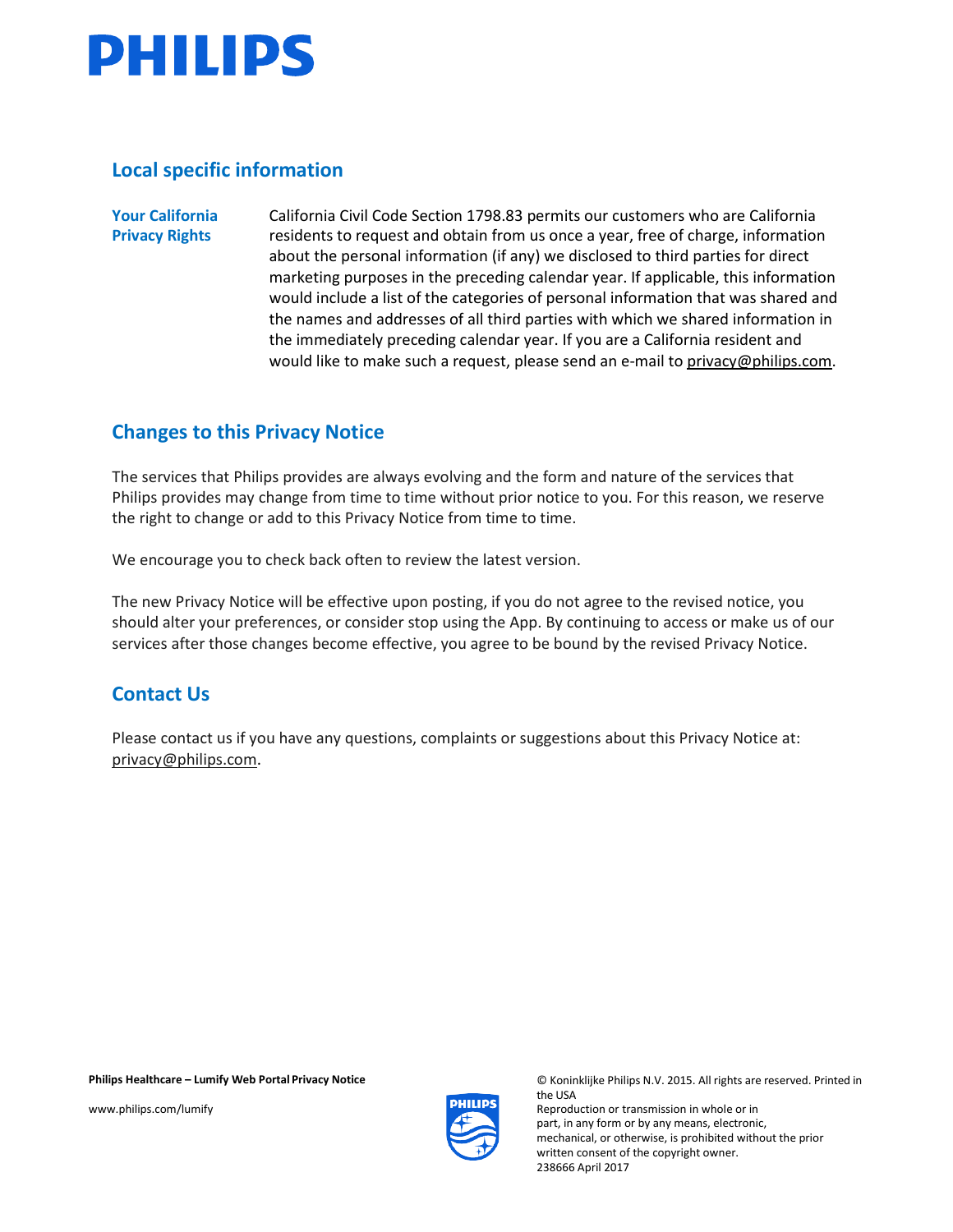## Local specific information

**Your California Privacy Rights**

California Civil Code Section 1798.83 permits our customers who are California residents to request and obtain from us once a year, free of charge, information about the personal information (if any) we disclosed to third parties for direct marketing purposes in the preceding calendar year. If applicable, this information would include a list of the categories of personal information that was shared and the names and addresses of all third parties with which we shared information in the immediately preceding calendar year. If you are a California resident and would like to make such a request, please send an e-mail to privacy@philips.com.

## Changes to this Privacy Notice

The services that Philips provides are always evolving and the form and nature of the services that Philips provides may change from time to time without prior notice to you. For this reason, we reserve the right to change or add to this Privacy Notice from time to time.

We encourage you to check back often to review the latest version.

The new Privacy Notice will be effective upon posting, if you do not agree to the revised notice, you should alter your preferences, or consider stop using the App. By continuing to access or make us of our services after those changes become effective, you agree to be bound by the revised Privacy Notice.

## Contact Us

Please contact us if you have any questions, complaints or suggestions about this Privacy Notice at: privacy@philips.com.

© Koninklijke Philips N.V. 2015. All rights are reserved. Printed in the USA
Reproduction or transmission in whole or in part, in any form or by any means, electronic, mechanical, or otherwise, is prohibited without the prior written consent of the copyright owner.
238666 April 2017